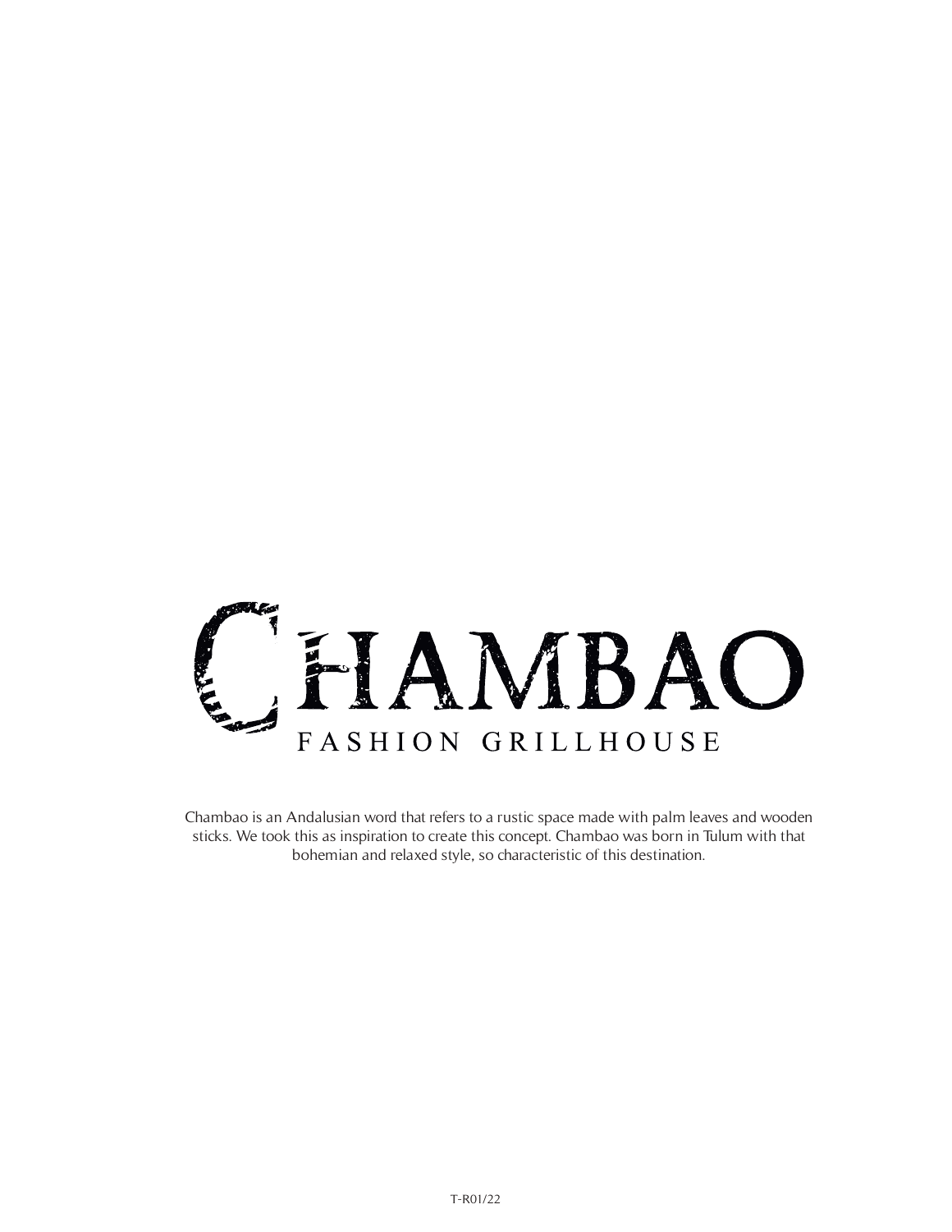# CHAMBAO

## FASHION GRILLHOUSE

Chambao is an Andalusian word that refers to a rustic space made with palm leaves and wooden sticks. We took this as inspiration to create this concept. Chambao was born in Tulum with that bohemian and relaxed style, so characteristic of this destination.

T-R01/22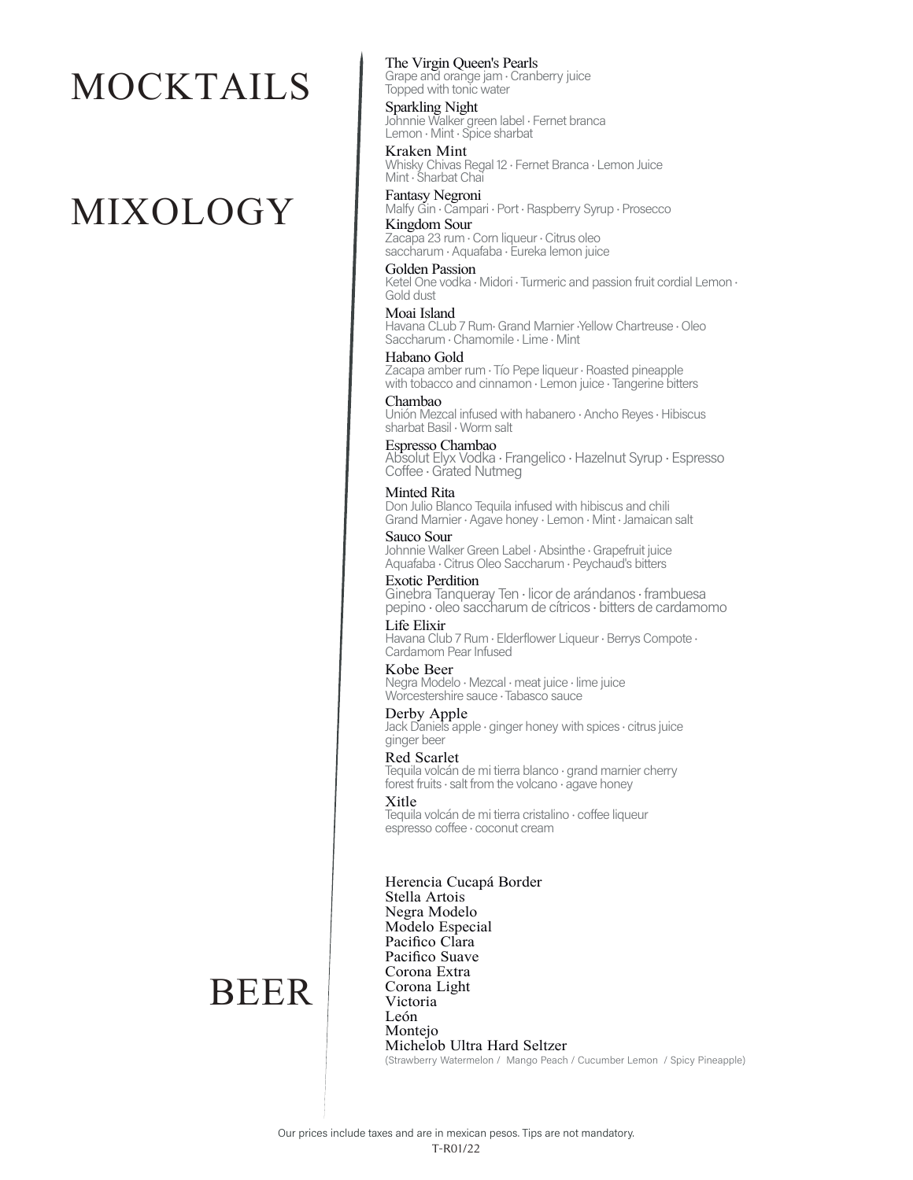# MOCKTAILS

### The Virgin Queen's Pearls
Grape and orange jam · Cranberry juice
Topped with tonic water

# MIXOLOGY

### Sparkling Night
Johnnie Walker green label · Fernet branca
Lemon · Mint · Spice sharbat

### Kraken Mint
Whisky Chivas Regal 12 · Fernet Branca · Lemon Juice
Mint · Sharbat Chai

### Fantasy Negroni
Malfy Gin · Campari · Port · Raspberry Syrup · Prosecco

### Kingdom Sour
Zacapa 23 rum · Corn liqueur · Citrus oleo
saccharum · Aquafaba · Eureka lemon juice

### Golden Passion
Ketel One vodka · Midori · Turmeric and passion fruit cordial Lemon ·
Gold dust

### Moai Island
Havana CLub 7 Rum· Grand Marnier ·Yellow Chartreuse · Oleo
Saccharum · Chamomile · Lime · Mint

### Habano Gold
Zacapa amber rum · Tío Pepe liqueur · Roasted pineapple
with tobacco and cinnamon · Lemon juice · Tangerine bitters

### Chambao
Unión Mezcal infused with habanero · Ancho Reyes · Hibiscus
sharbat Basil · Worm salt

### Espresso Chambao
Absolut Elyx Vodka · Frangelico · Hazelnut Syrup · Espresso
Coffee · Grated Nutmeg

### Minted Rita
Don Julio Blanco Tequila infused with hibiscus and chili
Grand Marnier · Agave honey · Lemon · Mint · Jamaican salt

### Sauco Sour
Johnnie Walker Green Label · Absinthe · Grapefruit juice
Aquafaba · Citrus Oleo Saccharum · Peychaud's bitters

### Exotic Perdition
Ginebra Tanqueray Ten · licor de arándanos · frambuesa
pepino · oleo saccharum de cítricos · bitters de cardamomo

### Life Elixir
Havana Club 7 Rum · Elderflower Liqueur · Berrys Compote ·
Cardamom Pear Infused

### Kobe Beer
Negra Modelo · Mezcal · meat juice · lime juice
Worcestershire sauce · Tabasco sauce

### Derby Apple
Jack Daniels apple · ginger honey with spices · citrus juice
ginger beer

### Red Scarlet
Tequila volcán de mi tierra blanco · grand marnier cherry
forest fruits · salt from the volcano · agave honey

### Xitle
Tequila volcán de mi tierra cristalino · coffee liqueur
espresso coffee · coconut cream

# BEER

Herencia Cucapá Border
Stella Artois
Negra Modelo
Modelo Especial
Pacifico Clara
Pacifico Suave
Corona Extra
Corona Light
Victoria
León
Montejo
Michelob Ultra Hard Seltzer
(Strawberry Watermelon / Mango Peach / Cucumber Lemon / Spicy Pineapple)

Our prices include taxes and are in mexican pesos. Tips are not mandatory.

T-R01/22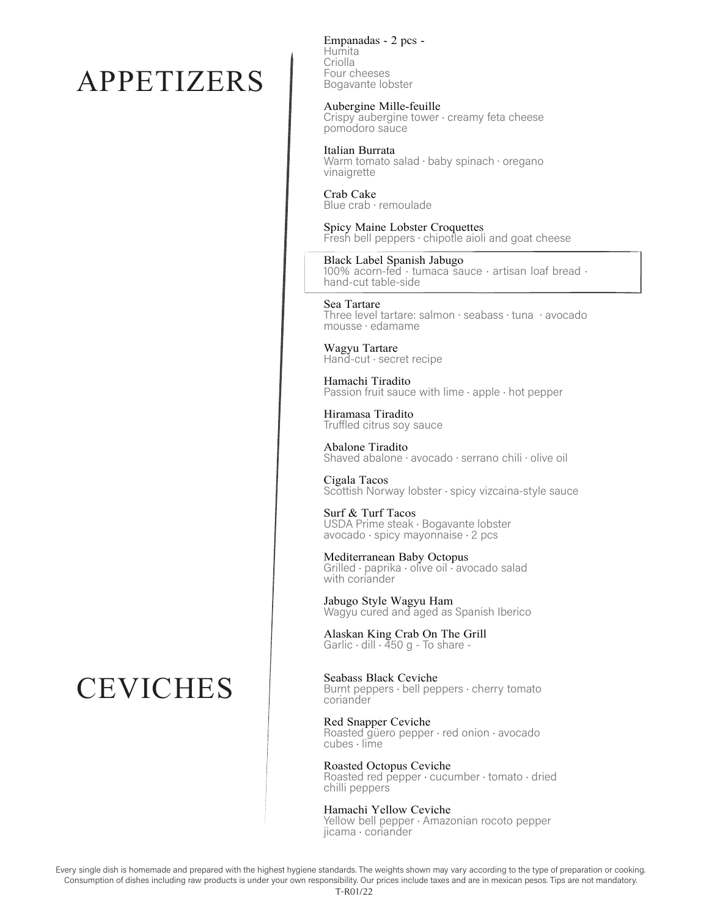## APPETIZERS

**Empanadas - 2 pcs -**
Humita
Criolla
Four cheeses
Bogavante lobster

**Aubergine Mille-feuille**
Crispy aubergine tower · creamy feta cheese pomodoro sauce

**Italian Burrata**
Warm tomato salad · baby spinach · oregano vinaigrette

**Crab Cake**
Blue crab · remoulade

**Spicy Maine Lobster Croquettes**
Fresh bell peppers · chipotle aioli and goat cheese

**Black Label Spanish Jabugo**
100% acorn-fed · tumaca sauce · artisan loaf bread · hand-cut table-side

**Sea Tartare**
Three level tartare: salmon · seabass · tuna · avocado mousse · edamame

**Wagyu Tartare**
Hand-cut · secret recipe

**Hamachi Tiradito**
Passion fruit sauce with lime · apple · hot pepper

**Hiramasa Tiradito**
Truffled citrus soy sauce

**Abalone Tiradito**
Shaved abalone · avocado · serrano chili · olive oil

**Cigala Tacos**
Scottish Norway lobster · spicy vizcaina-style sauce

**Surf & Turf Tacos**
USDA Prime steak · Bogavante lobster avocado · spicy mayonnaise · 2 pcs

**Mediterranean Baby Octopus**
Grilled · paprika · olive oil · avocado salad with coriander

**Jabugo Style Wagyu Ham**
Wagyu cured and aged as Spanish Iberico

**Alaskan King Crab On The Grill**
Garlic · dill · 450 g - To share -

## CEVICHES

**Seabass Black Ceviche**
Burnt peppers · bell peppers · cherry tomato coriander

**Red Snapper Ceviche**
Roasted güero pepper · red onion · avocado cubes · lime

**Roasted Octopus Ceviche**
Roasted red pepper · cucumber · tomato · dried chilli peppers

**Hamachi Yellow Ceviche**
Yellow bell pepper · Amazonian rocoto pepper jicama · coriander

Every single dish is homemade and prepared with the highest hygiene standards. The weights shown may vary according to the type of preparation or cooking. Consumption of dishes including raw products is under your own responsibility. Our prices include taxes and are in mexican pesos. Tips are not mandatory.

T-R01/22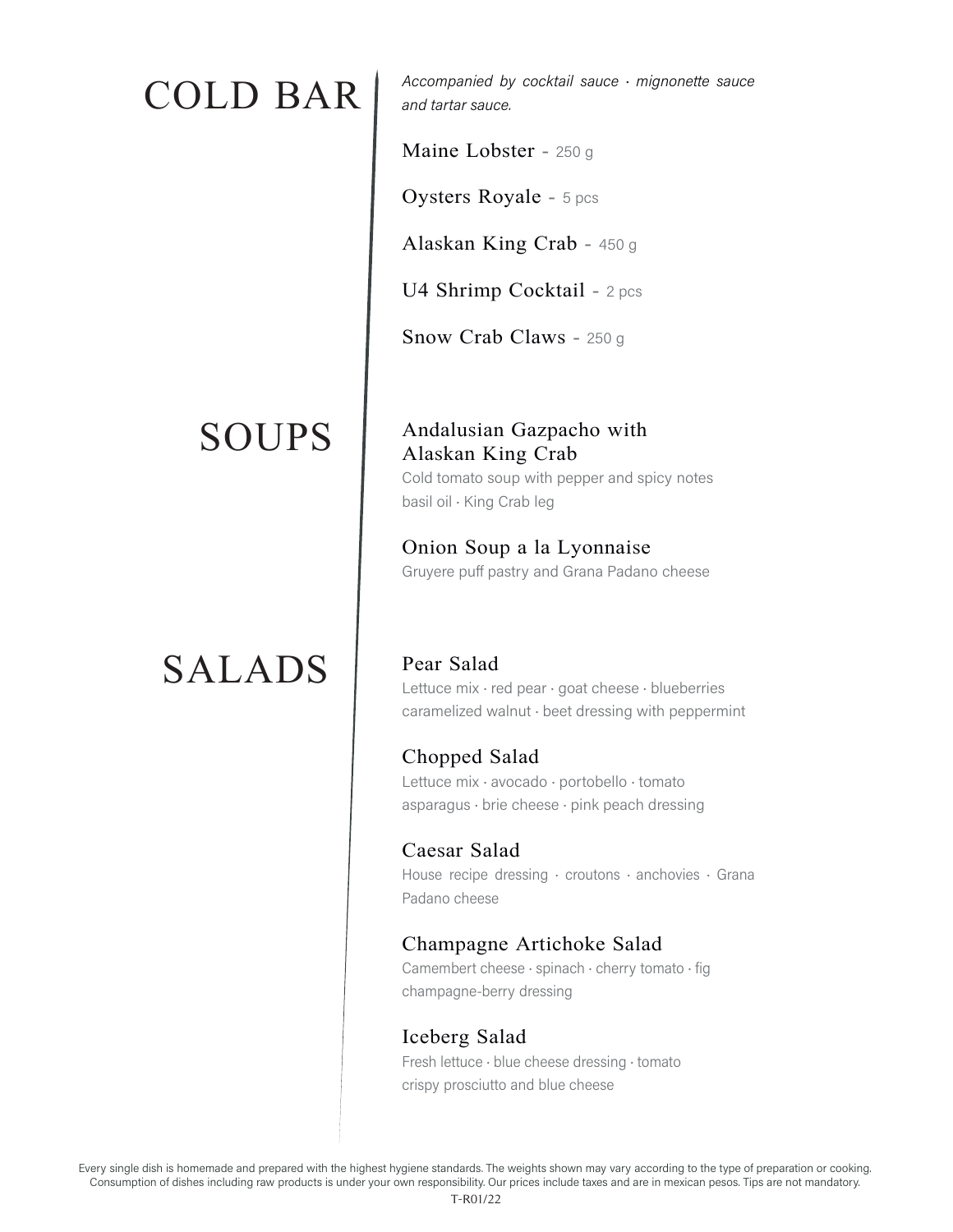# COLD BAR

*Accompanied by cocktail sauce · mignonette sauce and tartar sauce.*

Maine Lobster - 250 g

Oysters Royale - 5 pcs

Alaskan King Crab - 450 g

U4 Shrimp Cocktail - 2 pcs

Snow Crab Claws - 250 g

# SOUPS

### Andalusian Gazpacho with Alaskan King Crab

Cold tomato soup with pepper and spicy notes basil oil · King Crab leg

### Onion Soup a la Lyonnaise

Gruyere puff pastry and Grana Padano cheese

# SALADS

### Pear Salad

Lettuce mix · red pear · goat cheese · blueberries caramelized walnut · beet dressing with peppermint

### Chopped Salad

Lettuce mix · avocado · portobello · tomato asparagus · brie cheese · pink peach dressing

### Caesar Salad

House recipe dressing · croutons · anchovies · Grana Padano cheese

### Champagne Artichoke Salad

Camembert cheese · spinach · cherry tomato · fig champagne-berry dressing

### Iceberg Salad

Fresh lettuce · blue cheese dressing · tomato crispy prosciutto and blue cheese

Every single dish is homemade and prepared with the highest hygiene standards. The weights shown may vary according to the type of preparation or cooking. Consumption of dishes including raw products is under your own responsibility. Our prices include taxes and are in mexican pesos. Tips are not mandatory.

T-R01/22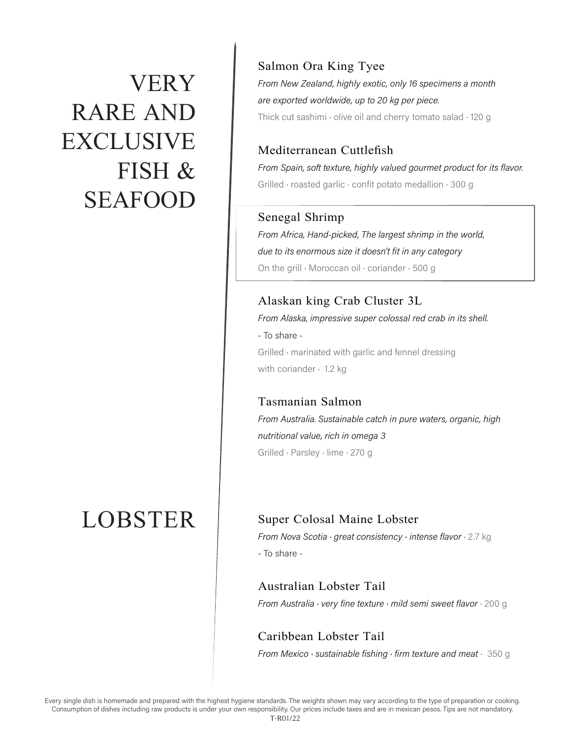# VERY RARE AND EXCLUSIVE FISH & SEAFOOD

### Salmon Ora King Tyee

*From New Zealand, highly exotic, only 16 specimens a month are exported worldwide, up to 20 kg per piece.*

Thick cut sashimi · olive oil and cherry tomato salad · 120 g

### Mediterranean Cuttlefish

*From Spain, soft texture, highly valued gourmet product for its flavor.*

Grilled · roasted garlic · confit potato medallion · 300 g

### Senegal Shrimp

*From Africa, Hand-picked, The largest shrimp in the world, due to its enormous size it doesn't fit in any category*

On the grill · Moroccan oil · coriander · 500 g

### Alaskan king Crab Cluster 3L

*From Alaska, impressive super colossal red crab in its shell.*

\- To share -

Grilled · marinated with garlic and fennel dressing with coriander · 1.2 kg

### Tasmanian Salmon

*From Australia. Sustainable catch in pure waters, organic, high nutritional value, rich in omega 3*

Grilled · Parsley · lime · 270 g

# LOBSTER

### Super Colosal Maine Lobster

*From Nova Scotia · great consistency · intense flavor* · 2.7 kg

\- To share -

### Australian Lobster Tail

*From Australia · very fine texture · mild semi sweet flavor* · 200 g

### Caribbean Lobster Tail

*From Mexico · sustainable fishing · firm texture and meat* · 350 g

Every single dish is homemade and prepared with the highest hygiene standards. The weights shown may vary according to the type of preparation or cooking. Consumption of dishes including raw products is under your own responsibility. Our prices include taxes and are in mexican pesos. Tips are not mandatory.

T-R01/22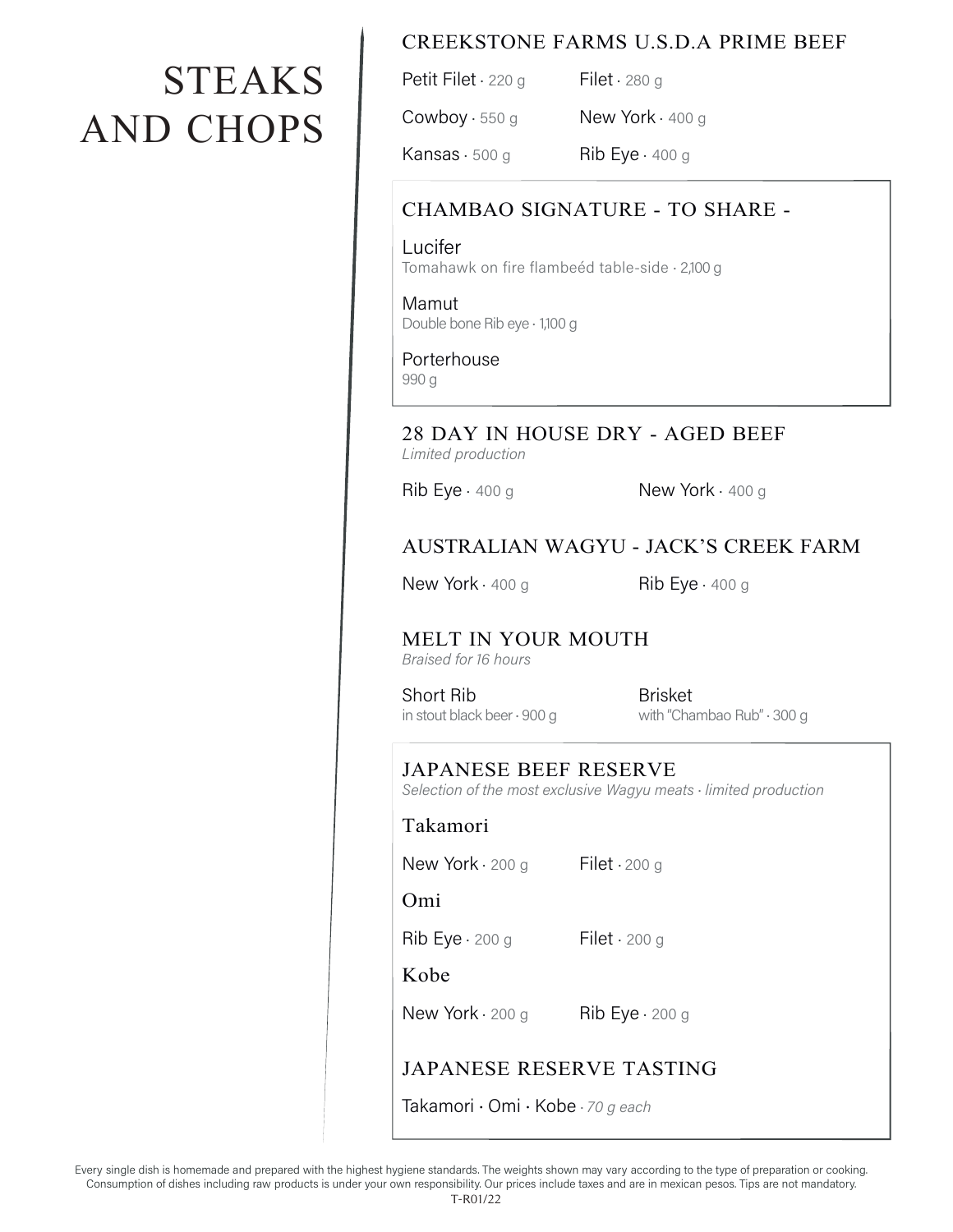# STEAKS AND CHOPS

## CREEKSTONE FARMS U.S.D.A PRIME BEEF

Petit Filet · 220 g

Filet · 280 g

Cowboy · 550 g

New York · 400 g

Kansas · 500 g

Rib Eye · 400 g

## CHAMBAO SIGNATURE - TO SHARE -

Lucifer
Tomahawk on fire flambeéd table-side · 2,100 g

Mamut
Double bone Rib eye · 1,100 g

Porterhouse
990 g

## 28 DAY IN HOUSE DRY - AGED BEEF

*Limited production*

Rib Eye · 400 g

New York · 400 g

## AUSTRALIAN WAGYU - JACK'S CREEK FARM

New York · 400 g

Rib Eye · 400 g

## MELT IN YOUR MOUTH

*Braised for 16 hours*

Short Rib
in stout black beer · 900 g

Brisket
with "Chambao Rub" · 300 g

## JAPANESE BEEF RESERVE

*Selection of the most exclusive Wagyu meats · limited production*

### Takamori

New York · 200 g

Filet · 200 g

### Omi

Rib Eye · 200 g

Filet · 200 g

### Kobe

New York · 200 g

Rib Eye · 200 g

## JAPANESE RESERVE TASTING

Takamori · Omi · Kobe · *70 g each*

Every single dish is homemade and prepared with the highest hygiene standards. The weights shown may vary according to the type of preparation or cooking. Consumption of dishes including raw products is under your own responsibility. Our prices include taxes and are in mexican pesos. Tips are not mandatory.

T-R01/22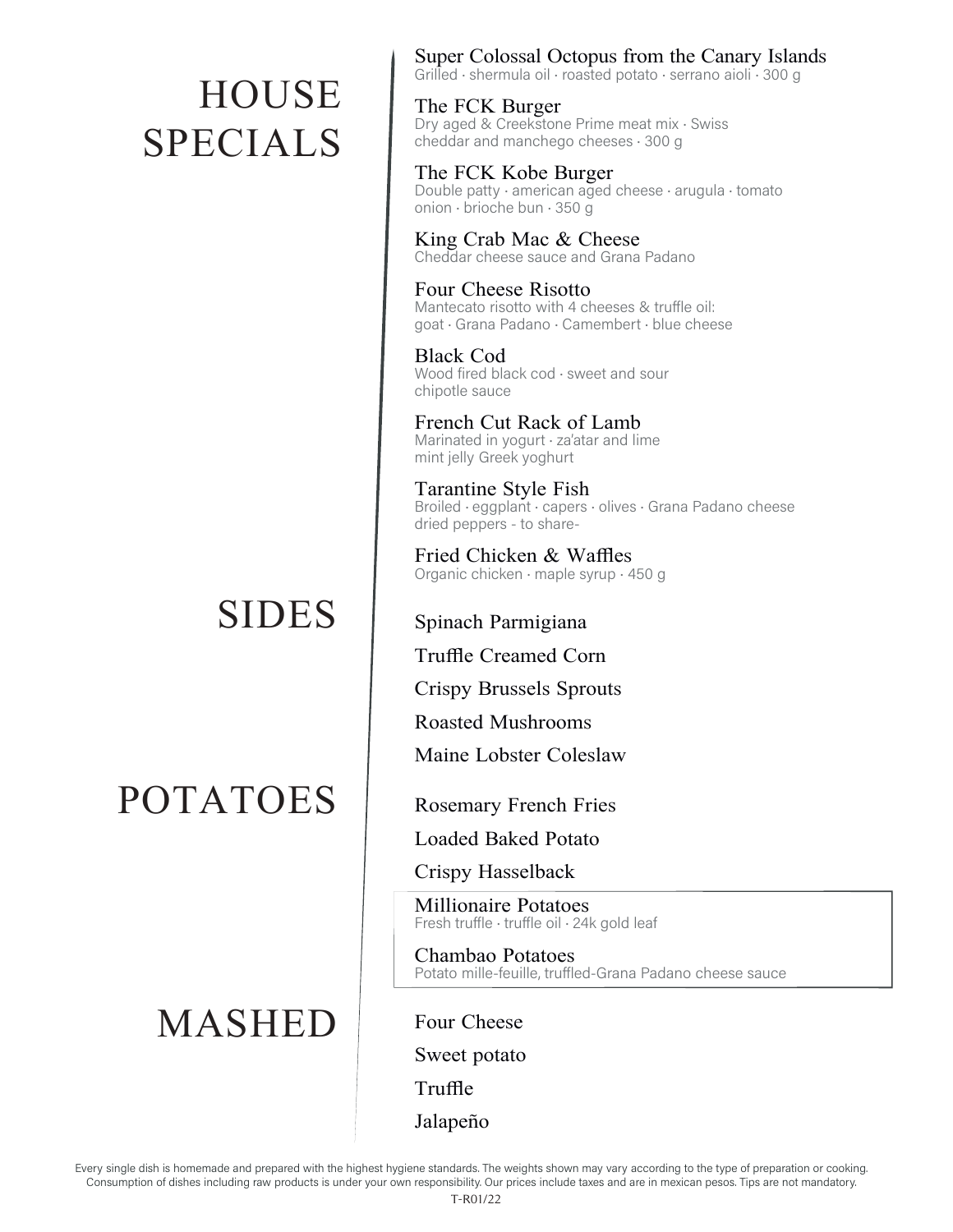## HOUSE SPECIALS

**Super Colossal Octopus from the Canary Islands**
Grilled · shermula oil · roasted potato · serrano aioli · 300 g

**The FCK Burger**
Dry aged & Creekstone Prime meat mix · Swiss cheddar and manchego cheeses · 300 g

**The FCK Kobe Burger**
Double patty · american aged cheese · arugula · tomato onion · brioche bun · 350 g

**King Crab Mac & Cheese**
Cheddar cheese sauce and Grana Padano

**Four Cheese Risotto**
Mantecato risotto with 4 cheeses & truffle oil: goat · Grana Padano · Camembert · blue cheese

**Black Cod**
Wood fired black cod · sweet and sour chipotle sauce

**French Cut Rack of Lamb**
Marinated in yogurt · za'atar and lime mint jelly Greek yoghurt

**Tarantine Style Fish**
Broiled · eggplant · capers · olives · Grana Padano cheese dried peppers - to share-

**Fried Chicken & Waffles**
Organic chicken · maple syrup · 450 g

## SIDES

- Spinach Parmigiana
- Truffle Creamed Corn
- Crispy Brussels Sprouts
- Roasted Mushrooms
- Maine Lobster Coleslaw

## POTATOES

- Rosemary French Fries
- Loaded Baked Potato
- Crispy Hasselback

**Millionaire Potatoes**
Fresh truffle · truffle oil · 24k gold leaf

**Chambao Potatoes**
Potato mille-feuille, truffled-Grana Padano cheese sauce

## MASHED

- Four Cheese
- Sweet potato
- Truffle
- Jalapeño

Every single dish is homemade and prepared with the highest hygiene standards. The weights shown may vary according to the type of preparation or cooking. Consumption of dishes including raw products is under your own responsibility. Our prices include taxes and are in mexican pesos. Tips are not mandatory.

T-R01/22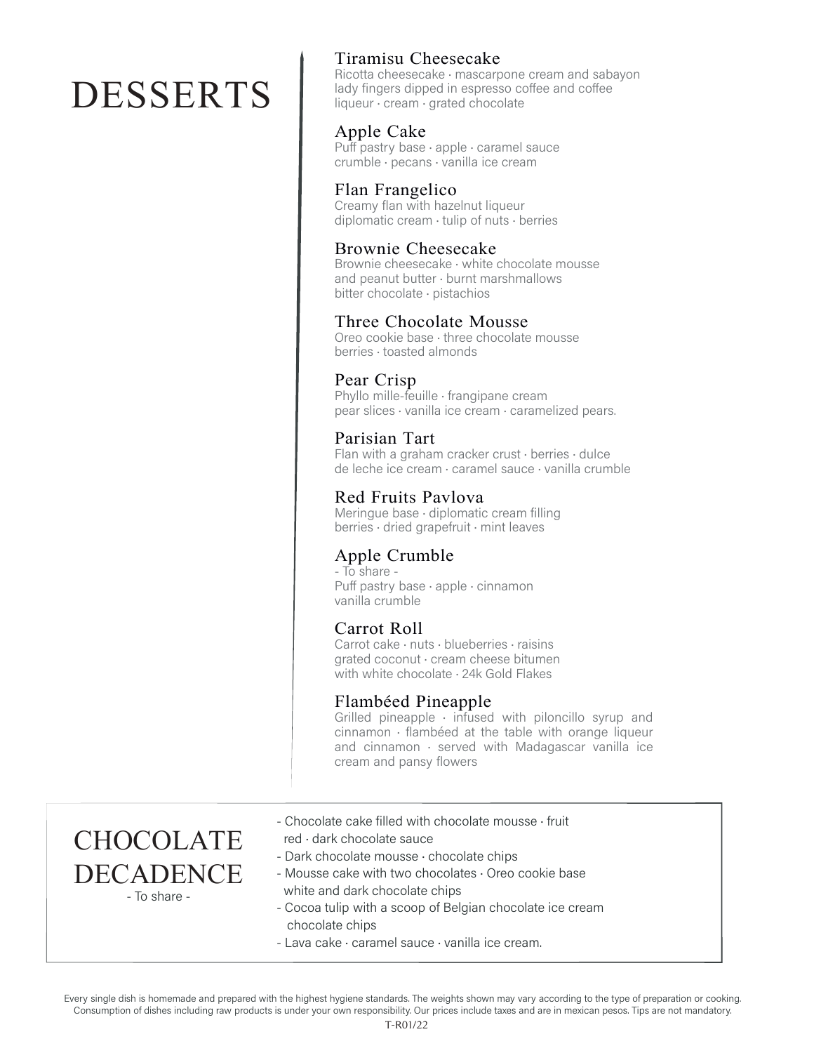# DESSERTS

### Tiramisu Cheesecake

Ricotta cheesecake · mascarpone cream and sabayon lady fingers dipped in espresso coffee and coffee liqueur · cream · grated chocolate

### Apple Cake

Puff pastry base · apple · caramel sauce crumble · pecans · vanilla ice cream

### Flan Frangelico

Creamy flan with hazelnut liqueur diplomatic cream · tulip of nuts · berries

### Brownie Cheesecake

Brownie cheesecake · white chocolate mousse and peanut butter · burnt marshmallows bitter chocolate · pistachios

### Three Chocolate Mousse

Oreo cookie base · three chocolate mousse berries · toasted almonds

### Pear Crisp

Phyllo mille-feuille · frangipane cream pear slices · vanilla ice cream · caramelized pears.

### Parisian Tart

Flan with a graham cracker crust · berries · dulce de leche ice cream · caramel sauce · vanilla crumble

### Red Fruits Pavlova

Meringue base · diplomatic cream filling berries · dried grapefruit · mint leaves

### Apple Crumble

- To share -

Puff pastry base · apple · cinnamon vanilla crumble

### Carrot Roll

Carrot cake · nuts · blueberries · raisins grated coconut · cream cheese bitumen with white chocolate · 24k Gold Flakes

### Flambéed Pineapple

Grilled pineapple · infused with piloncillo syrup and cinnamon · flambéed at the table with orange liqueur and cinnamon · served with Madagascar vanilla ice cream and pansy flowers

## CHOCOLATE DECADENCE

- To share -

- Chocolate cake filled with chocolate mousse · fruit red · dark chocolate sauce
- Dark chocolate mousse · chocolate chips
- Mousse cake with two chocolates · Oreo cookie base white and dark chocolate chips
- Cocoa tulip with a scoop of Belgian chocolate ice cream chocolate chips
- Lava cake · caramel sauce · vanilla ice cream.

Every single dish is homemade and prepared with the highest hygiene standards. The weights shown may vary according to the type of preparation or cooking. Consumption of dishes including raw products is under your own responsibility. Our prices include taxes and are in mexican pesos. Tips are not mandatory.

T-R01/22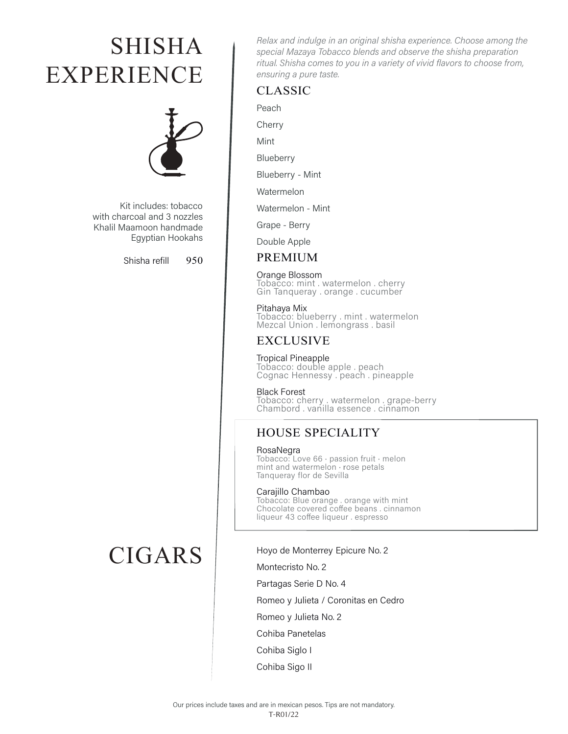# SHISHA EXPERIENCE

Kit includes: tobacco with charcoal and 3 nozzles Khalil Maamoon handmade Egyptian Hookahs

Shisha refill 950

*Relax and indulge in an original shisha experience. Choose among the special Mazaya Tobacco blends and observe the shisha preparation ritual. Shisha comes to you in a variety of vivid flavors to choose from, ensuring a pure taste.*

## CLASSIC

Peach

Cherry

Mint

Blueberry

Blueberry - Mint

Watermelon

Watermelon - Mint

Grape - Berry

Double Apple

## PREMIUM

Orange Blossom
Tobacco: mint . watermelon . cherry
Gin Tanqueray . orange . cucumber

Pitahaya Mix
Tobacco: blueberry . mint . watermelon
Mezcal Union . lemongrass . basil

## EXCLUSIVE

Tropical Pineapple
Tobacco: double apple . peach
Cognac Hennessy . peach . pineapple

Black Forest
Tobacco: cherry . watermelon . grape-berry
Chambord . vanilla essence . cinnamon

## HOUSE SPECIALITY

RosaNegra
Tobacco: Love 66 · passion fruit · melon
mint and watermelon · rose petals
Tanqueray flor de Sevilla

Carajillo Chambao
Tobacco: Blue orange . orange with mint
Chocolate covered coffee beans . cinnamon
liqueur 43 coffee liqueur . espresso

# CIGARS

Hoyo de Monterrey Epicure No. 2

Montecristo No. 2

Partagas Serie D No. 4

Romeo y Julieta / Coronitas en Cedro

Romeo y Julieta No. 2

Cohiba Panetelas

Cohiba Siglo I

Cohiba Sigo II

Our prices include taxes and are in mexican pesos. Tips are not mandatory.

T-R01/22